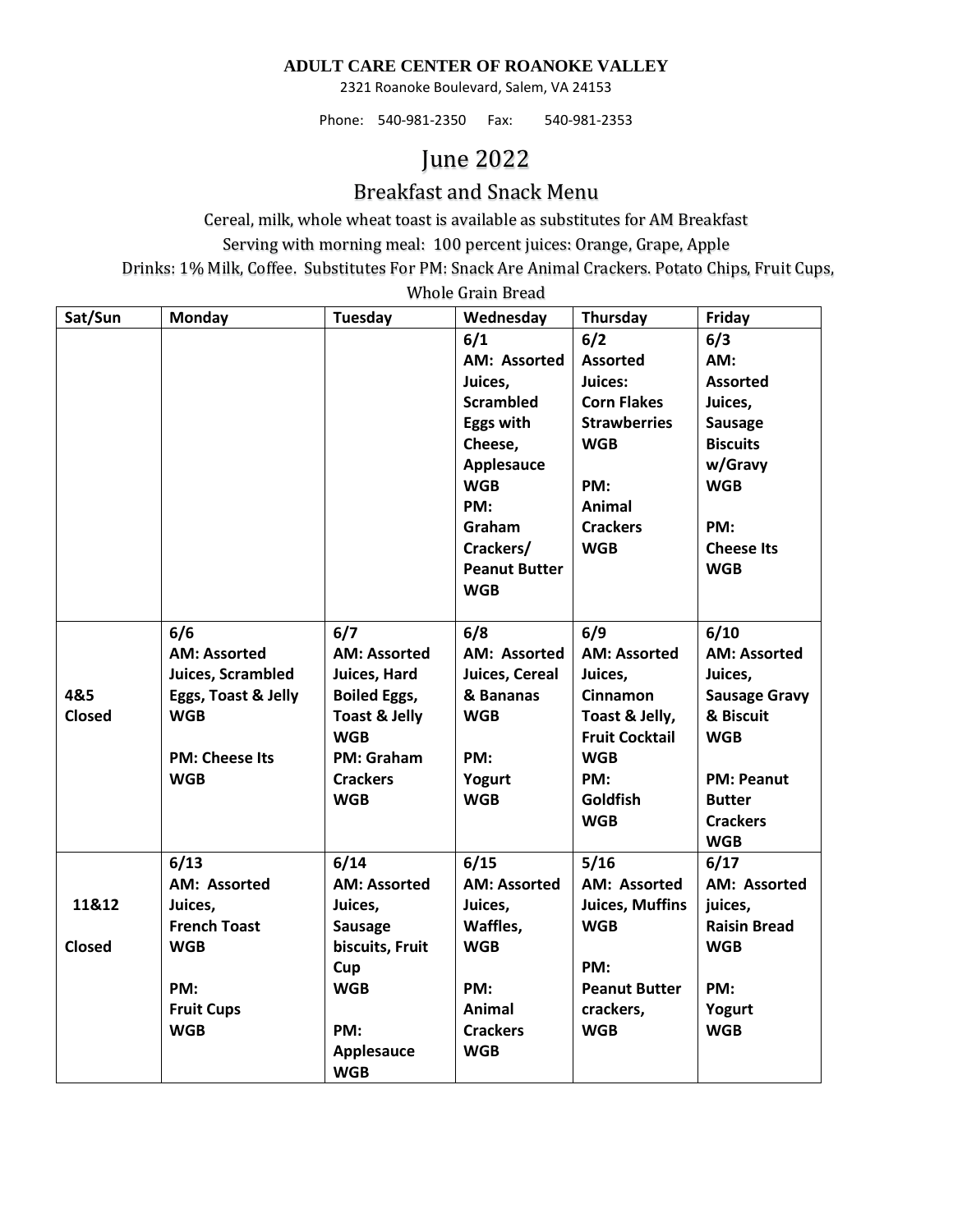**ADULT CARE CENTER OF ROANOKE VALLEY**

2321 Roanoke Boulevard, Salem, VA 24153

Phone: 540-981-2350 Fax: 540-981-2353

# June 2022

## Breakfast and Snack Menu

Cereal, milk, whole wheat toast is available as substitutes for AM Breakfast

Serving with morning meal: 100 percent juices: Orange, Grape, Apple

Drinks: 1% Milk, Coffee. Substitutes For PM: Snack Are Animal Crackers. Potato Chips, Fruit Cups, Whole Grain Bread

| Sat/Sun | Monday | Tuesday | Wednesday | Thursday | Friday |
|---|---|---|---|---|---|
| | | | **6/1 AM: Assorted Juices, Scrambled Eggs with Cheese, Applesauce WGB PM: Graham Crackers/ Peanut Butter WGB** | **6/2 Assorted Juices: Corn Flakes Strawberries WGB PM: Animal Crackers WGB** | **6/3 AM: Assorted Juices, Sausage Biscuits w/Gravy WGB PM: Cheese Its WGB** |
| **4&5 Closed** | **6/6 AM: Assorted Juices, Scrambled Eggs, Toast & Jelly WGB PM: Cheese Its WGB** | **6/7 AM: Assorted Juices, Hard Boiled Eggs, Toast & Jelly WGB PM: Graham Crackers WGB** | **6/8 AM: Assorted Juices, Cereal & Bananas WGB PM: Yogurt WGB** | **6/9 AM: Assorted Juices, Cinnamon Toast & Jelly, Fruit Cocktail WGB PM: Goldfish WGB** | **6/10 AM: Assorted Juices, Sausage Gravy & Biscuit WGB PM: Peanut Butter Crackers WGB** |
| **11&12 Closed** | **6/13 AM: Assorted Juices, French Toast WGB PM: Fruit Cups WGB** | **6/14 AM: Assorted Juices, Sausage biscuits, Fruit Cup WGB PM: Applesauce WGB** | **6/15 AM: Assorted Juices, Waffles, WGB PM: Animal Crackers WGB** | **5/16 AM: Assorted Juices, Muffins WGB PM: Peanut Butter crackers, WGB** | **6/17 AM: Assorted juices, Raisin Bread WGB PM: Yogurt WGB** |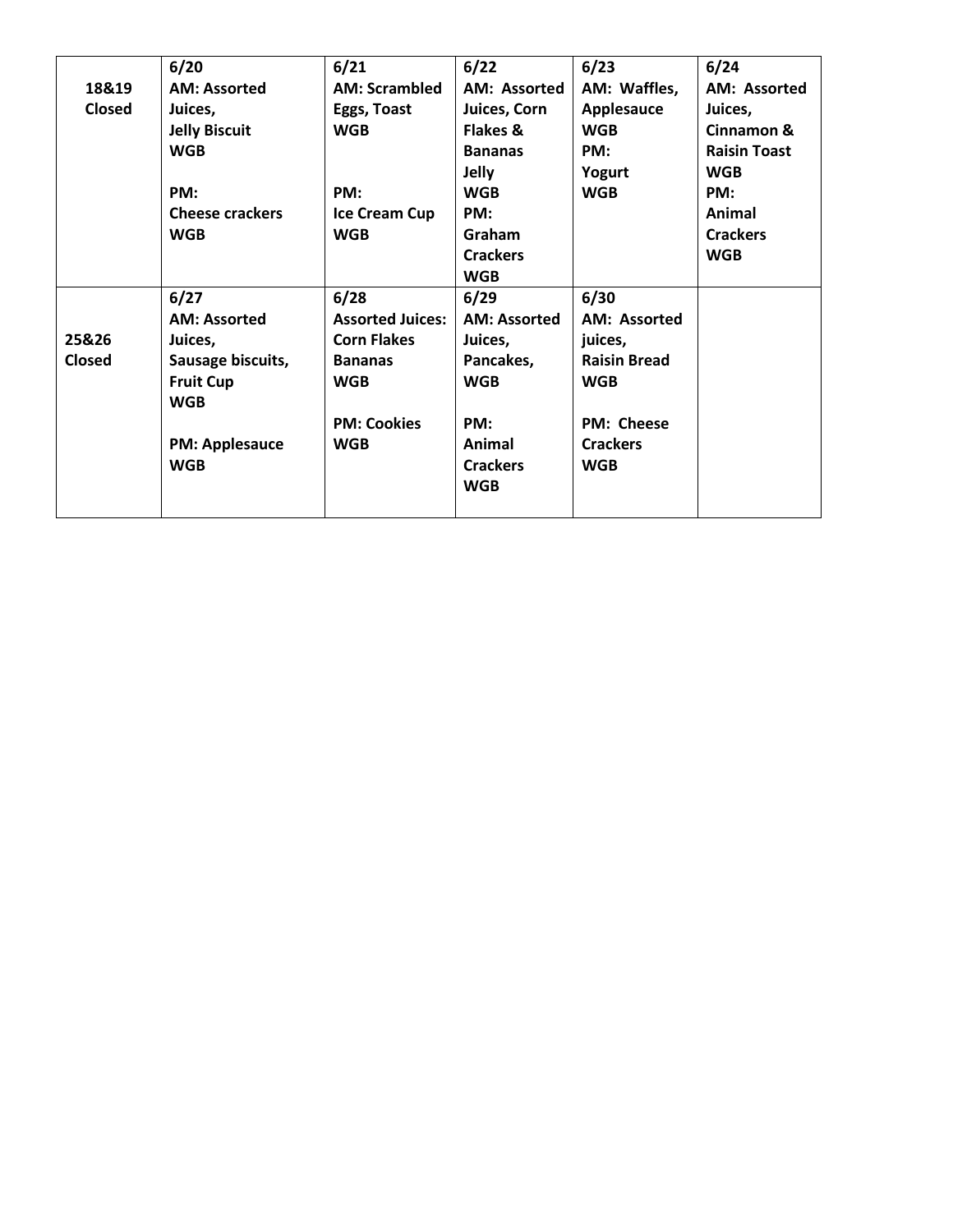| | | | | | |
|---|---|---|---|---|---|
| **18&19 Closed** | **6/20** **AM: Assorted Juices, Jelly Biscuit WGB** **PM: Cheese crackers WGB** | **6/21** **AM: Scrambled Eggs, Toast WGB** **PM: Ice Cream Cup WGB** | **6/22** **AM: Assorted Juices, Corn Flakes & Bananas Jelly WGB** **PM: Graham Crackers WGB** | **6/23** **AM: Waffles, Applesauce WGB** **PM: Yogurt WGB** | **6/24** **AM: Assorted Juices, Cinnamon & Raisin Toast WGB** **PM: Animal Crackers WGB** |
| **25&26 Closed** | **6/27** **AM: Assorted Juices, Sausage biscuits, Fruit Cup WGB** **PM: Applesauce WGB** | **6/28** **Assorted Juices: Corn Flakes Bananas WGB** **PM: Cookies WGB** | **6/29** **AM: Assorted Juices, Pancakes, WGB** **PM: Animal Crackers WGB** | **6/30** **AM: Assorted juices, Raisin Bread WGB** **PM: Cheese Crackers WGB** | |